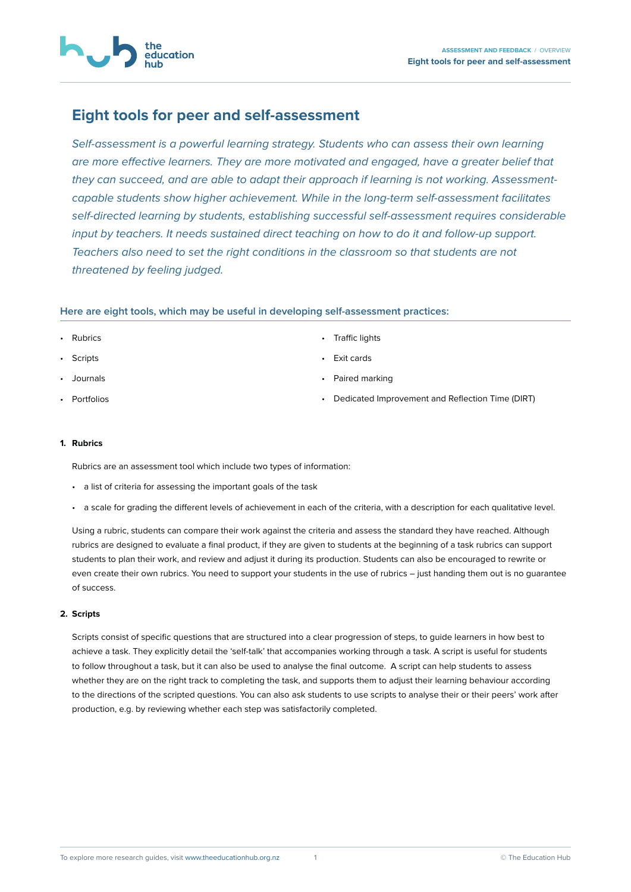# Eight tools for peer and self-assessment

*Self-assessment is a powerful learning strategy. Students who can assess their own learning are more effective learners. They are more motivated and engaged, have a greater belief that they can succeed, and are able to adapt their approach if learning is not working. Assessment-capable students show higher achievement. While in the long-term self-assessment facilitates self-directed learning by students, establishing successful self-assessment requires considerable input by teachers. It needs sustained direct teaching on how to do it and follow-up support. Teachers also need to set the right conditions in the classroom so that students are not threatened by feeling judged.*

## Here are eight tools, which may be useful in developing self-assessment practices:

- Rubrics
- Scripts
- Journals
- Portfolios
- Traffic lights
- Exit cards
- Paired marking
- Dedicated Improvement and Reflection Time (DIRT)

### 1. Rubrics

Rubrics are an assessment tool which include two types of information:

- a list of criteria for assessing the important goals of the task
- a scale for grading the different levels of achievement in each of the criteria, with a description for each qualitative level.

Using a rubric, students can compare their work against the criteria and assess the standard they have reached. Although rubrics are designed to evaluate a final product, if they are given to students at the beginning of a task rubrics can support students to plan their work, and review and adjust it during its production. Students can also be encouraged to rewrite or even create their own rubrics. You need to support your students in the use of rubrics – just handing them out is no guarantee of success.

### 2. Scripts

Scripts consist of specific questions that are structured into a clear progression of steps, to guide learners in how best to achieve a task. They explicitly detail the 'self-talk' that accompanies working through a task. A script is useful for students to follow throughout a task, but it can also be used to analyse the final outcome. A script can help students to assess whether they are on the right track to completing the task, and supports them to adjust their learning behaviour according to the directions of the scripted questions. You can also ask students to use scripts to analyse their or their peers' work after production, e.g. by reviewing whether each step was satisfactorily completed.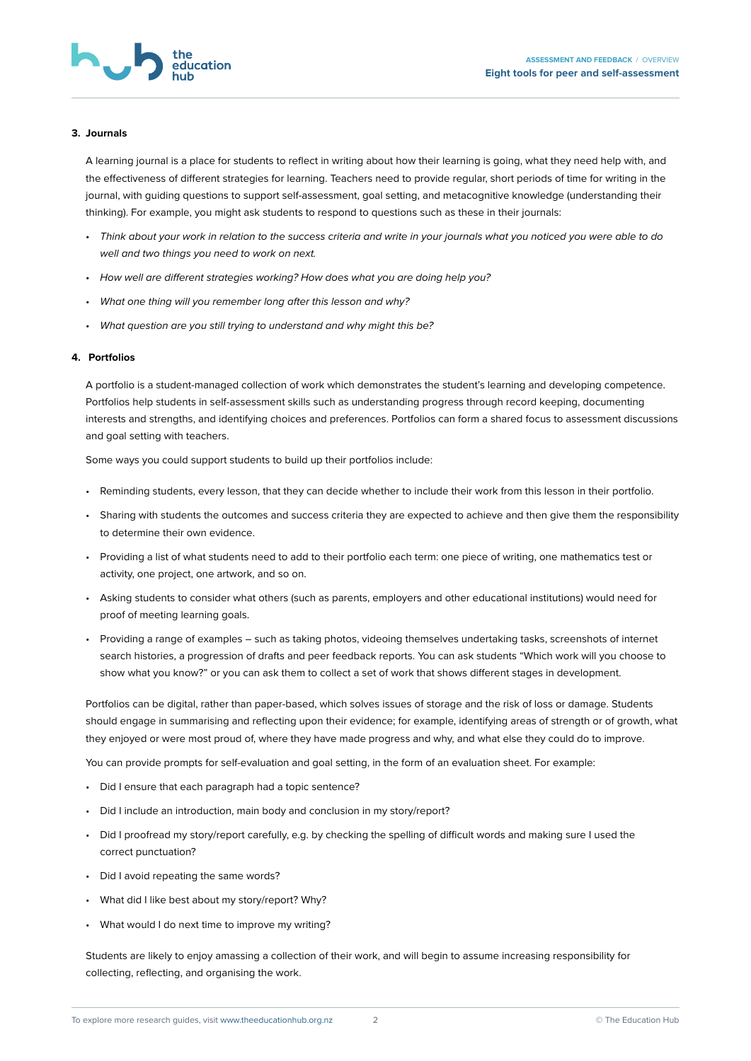### 3. Journals

A learning journal is a place for students to reflect in writing about how their learning is going, what they need help with, and the effectiveness of different strategies for learning. Teachers need to provide regular, short periods of time for writing in the journal, with guiding questions to support self-assessment, goal setting, and metacognitive knowledge (understanding their thinking). For example, you might ask students to respond to questions such as these in their journals:

- *Think about your work in relation to the success criteria and write in your journals what you noticed you were able to do well and two things you need to work on next.*
- *How well are different strategies working? How does what you are doing help you?*
- *What one thing will you remember long after this lesson and why?*
- *What question are you still trying to understand and why might this be?*

### 4. Portfolios

A portfolio is a student-managed collection of work which demonstrates the student's learning and developing competence. Portfolios help students in self-assessment skills such as understanding progress through record keeping, documenting interests and strengths, and identifying choices and preferences. Portfolios can form a shared focus to assessment discussions and goal setting with teachers.

Some ways you could support students to build up their portfolios include:

- Reminding students, every lesson, that they can decide whether to include their work from this lesson in their portfolio.
- Sharing with students the outcomes and success criteria they are expected to achieve and then give them the responsibility to determine their own evidence.
- Providing a list of what students need to add to their portfolio each term: one piece of writing, one mathematics test or activity, one project, one artwork, and so on.
- Asking students to consider what others (such as parents, employers and other educational institutions) would need for proof of meeting learning goals.
- Providing a range of examples – such as taking photos, videoing themselves undertaking tasks, screenshots of internet search histories, a progression of drafts and peer feedback reports. You can ask students "Which work will you choose to show what you know?" or you can ask them to collect a set of work that shows different stages in development.

Portfolios can be digital, rather than paper-based, which solves issues of storage and the risk of loss or damage. Students should engage in summarising and reflecting upon their evidence; for example, identifying areas of strength or of growth, what they enjoyed or were most proud of, where they have made progress and why, and what else they could do to improve.

You can provide prompts for self-evaluation and goal setting, in the form of an evaluation sheet. For example:

- Did I ensure that each paragraph had a topic sentence?
- Did I include an introduction, main body and conclusion in my story/report?
- Did I proofread my story/report carefully, e.g. by checking the spelling of difficult words and making sure I used the correct punctuation?
- Did I avoid repeating the same words?
- What did I like best about my story/report? Why?
- What would I do next time to improve my writing?

Students are likely to enjoy amassing a collection of their work, and will begin to assume increasing responsibility for collecting, reflecting, and organising the work.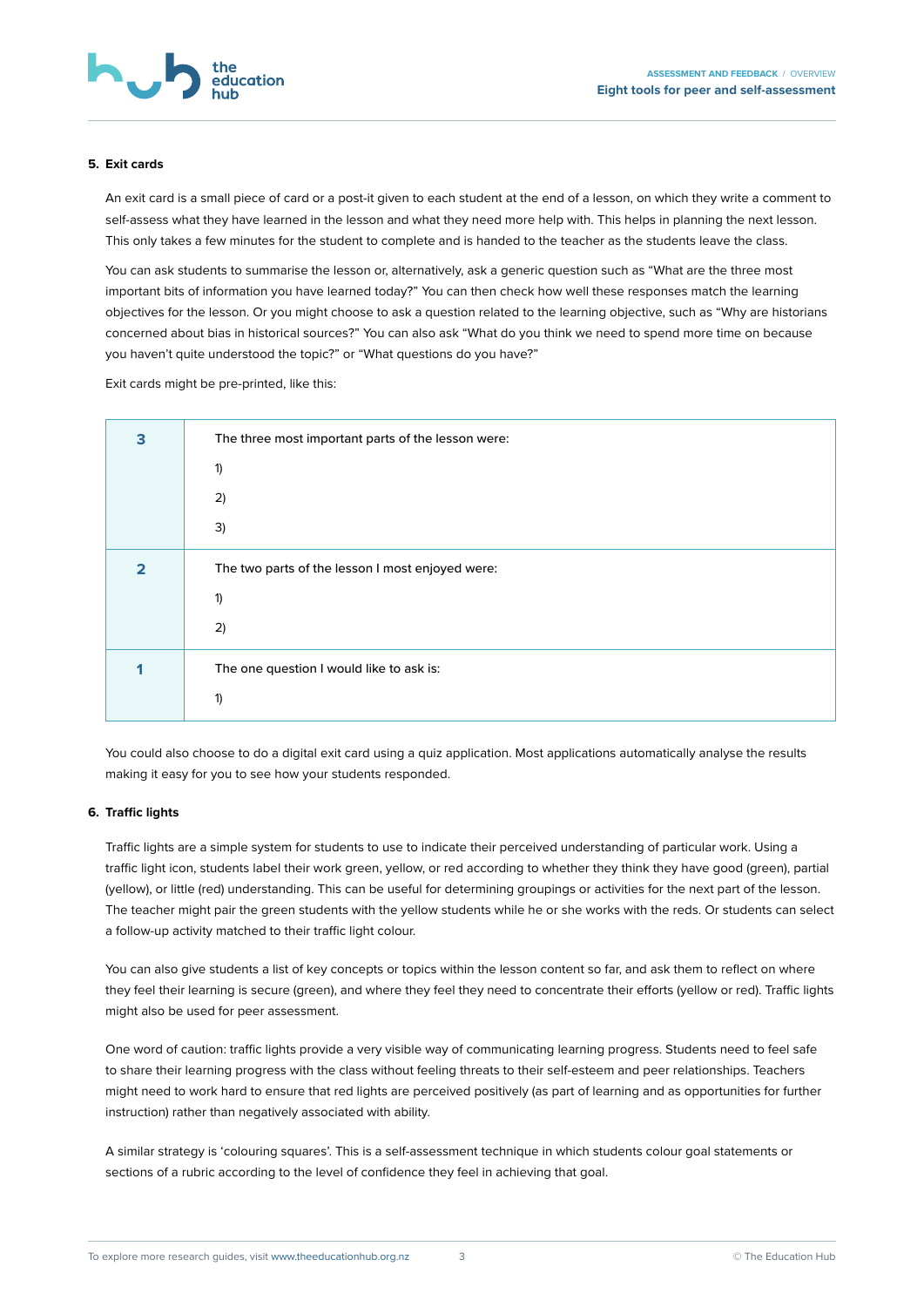**5. Exit cards**

An exit card is a small piece of card or a post-it given to each student at the end of a lesson, on which they write a comment to self-assess what they have learned in the lesson and what they need more help with. This helps in planning the next lesson. This only takes a few minutes for the student to complete and is handed to the teacher as the students leave the class.

You can ask students to summarise the lesson or, alternatively, ask a generic question such as "What are the three most important bits of information you have learned today?" You can then check how well these responses match the learning objectives for the lesson. Or you might choose to ask a question related to the learning objective, such as "Why are historians concerned about bias in historical sources?" You can also ask "What do you think we need to spend more time on because you haven't quite understood the topic?" or "What questions do you have?"

Exit cards might be pre-printed, like this:

| | |
|---|---|
| **3** | The three most important parts of the lesson were:<br>1)<br>2)<br>3) |
| **2** | The two parts of the lesson I most enjoyed were:<br>1)<br>2) |
| **1** | The one question I would like to ask is:<br>1) |

You could also choose to do a digital exit card using a quiz application. Most applications automatically analyse the results making it easy for you to see how your students responded.

**6. Traffic lights**

Traffic lights are a simple system for students to use to indicate their perceived understanding of particular work. Using a traffic light icon, students label their work green, yellow, or red according to whether they think they have good (green), partial (yellow), or little (red) understanding. This can be useful for determining groupings or activities for the next part of the lesson. The teacher might pair the green students with the yellow students while he or she works with the reds. Or students can select a follow-up activity matched to their traffic light colour.

You can also give students a list of key concepts or topics within the lesson content so far, and ask them to reflect on where they feel their learning is secure (green), and where they feel they need to concentrate their efforts (yellow or red). Traffic lights might also be used for peer assessment.

One word of caution: traffic lights provide a very visible way of communicating learning progress. Students need to feel safe to share their learning progress with the class without feeling threats to their self-esteem and peer relationships. Teachers might need to work hard to ensure that red lights are perceived positively (as part of learning and as opportunities for further instruction) rather than negatively associated with ability.

A similar strategy is 'colouring squares'. This is a self-assessment technique in which students colour goal statements or sections of a rubric according to the level of confidence they feel in achieving that goal.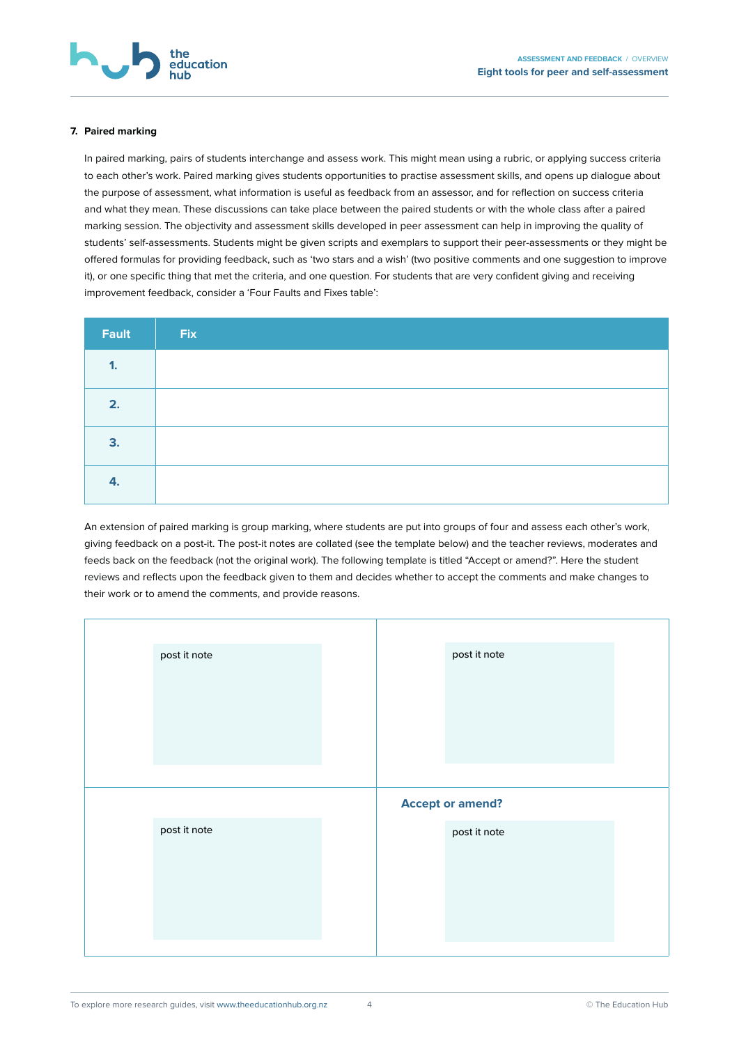7. **Paired marking**

In paired marking, pairs of students interchange and assess work. This might mean using a rubric, or applying success criteria to each other's work. Paired marking gives students opportunities to practise assessment skills, and opens up dialogue about the purpose of assessment, what information is useful as feedback from an assessor, and for reflection on success criteria and what they mean. These discussions can take place between the paired students or with the whole class after a paired marking session. The objectivity and assessment skills developed in peer assessment can help in improving the quality of students' self-assessments. Students might be given scripts and exemplars to support their peer-assessments or they might be offered formulas for providing feedback, such as 'two stars and a wish' (two positive comments and one suggestion to improve it), or one specific thing that met the criteria, and one question. For students that are very confident giving and receiving improvement feedback, consider a 'Four Faults and Fixes table':

| Fault | Fix |
|---|---|
| 1. | |
| 2. | |
| 3. | |
| 4. | |

An extension of paired marking is group marking, where students are put into groups of four and assess each other's work, giving feedback on a post-it. The post-it notes are collated (see the template below) and the teacher reviews, moderates and feeds back on the feedback (not the original work). The following template is titled "Accept or amend?". Here the student reviews and reflects upon the feedback given to them and decides whether to accept the comments and make changes to their work or to amend the comments, and provide reasons.

| | |
|---|---|
| post it note | post it note |
| post it note | **Accept or amend?** post it note |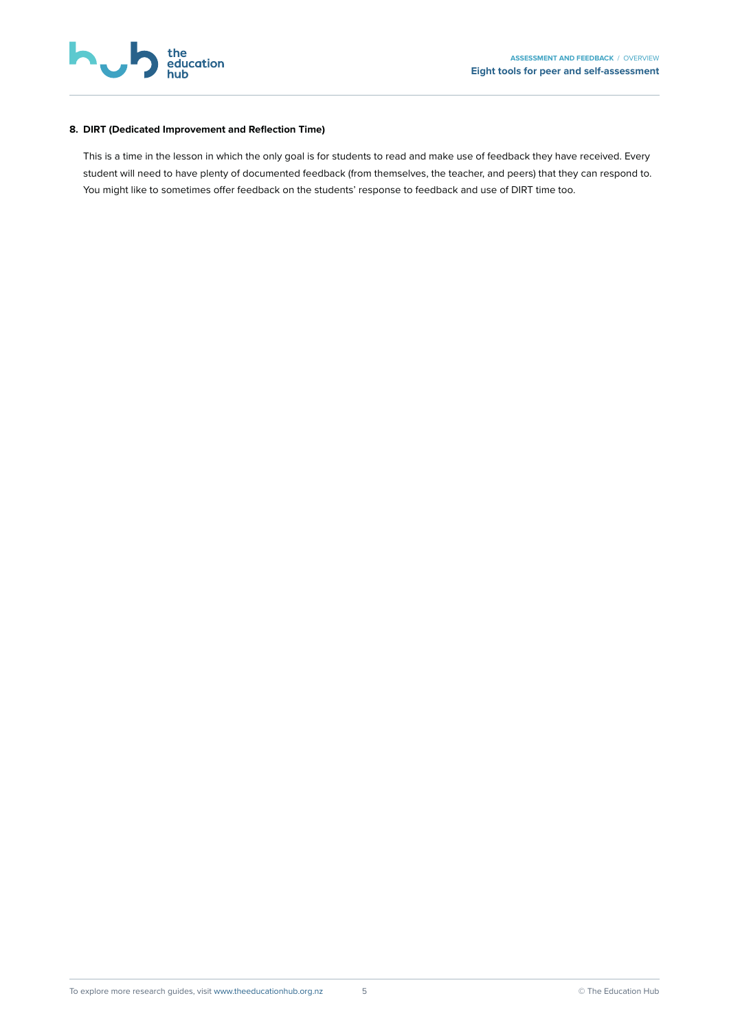**8. DIRT (Dedicated Improvement and Reflection Time)**

This is a time in the lesson in which the only goal is for students to read and make use of feedback they have received. Every student will need to have plenty of documented feedback (from themselves, the teacher, and peers) that they can respond to. You might like to sometimes offer feedback on the students' response to feedback and use of DIRT time too.